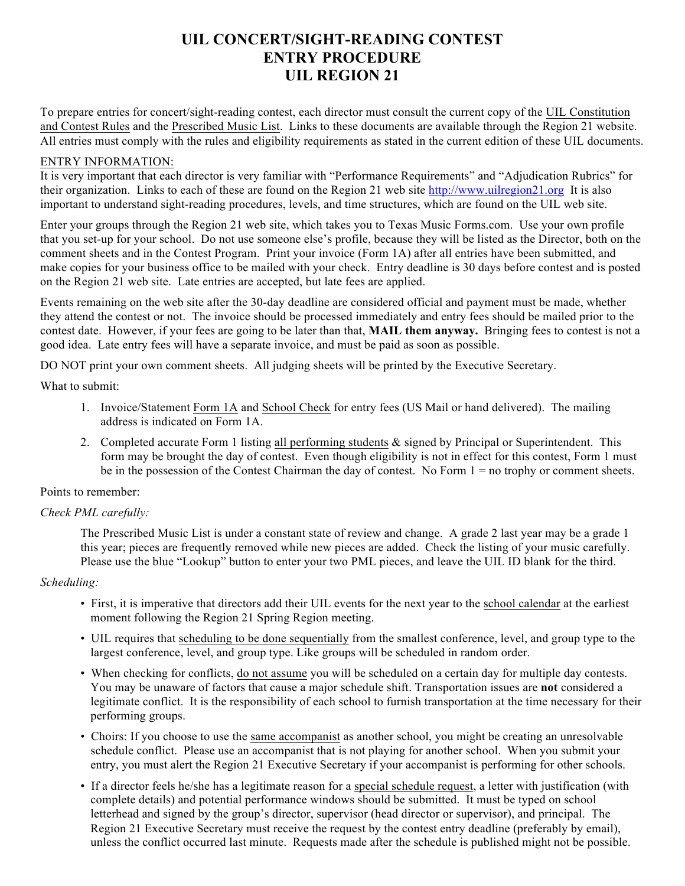# UIL CONCERT/SIGHT-READING CONTEST
# ENTRY PROCEDURE
# UIL REGION 21

To prepare entries for concert/sight-reading contest, each director must consult the current copy of the UIL Constitution and Contest Rules and the Prescribed Music List. Links to these documents are available through the Region 21 website. All entries must comply with the rules and eligibility requirements as stated in the current edition of these UIL documents.

## ENTRY INFORMATION:

It is very important that each director is very familiar with "Performance Requirements" and "Adjudication Rubrics" for their organization. Links to each of these are found on the Region 21 web site http://www.uilregion21.org It is also important to understand sight-reading procedures, levels, and time structures, which are found on the UIL web site.

Enter your groups through the Region 21 web site, which takes you to Texas Music Forms.com. Use your own profile that you set-up for your school. Do not use someone else's profile, because they will be listed as the Director, both on the comment sheets and in the Contest Program. Print your invoice (Form 1A) after all entries have been submitted, and make copies for your business office to be mailed with your check. Entry deadline is 30 days before contest and is posted on the Region 21 web site. Late entries are accepted, but late fees are applied.

Events remaining on the web site after the 30-day deadline are considered official and payment must be made, whether they attend the contest or not. The invoice should be processed immediately and entry fees should be mailed prior to the contest date. However, if your fees are going to be later than that, **MAIL them anyway.** Bringing fees to contest is not a good idea. Late entry fees will have a separate invoice, and must be paid as soon as possible.

DO NOT print your own comment sheets. All judging sheets will be printed by the Executive Secretary.

What to submit:

1. Invoice/Statement Form 1A and School Check for entry fees (US Mail or hand delivered). The mailing address is indicated on Form 1A.
2. Completed accurate Form 1 listing all performing students & signed by Principal or Superintendent. This form may be brought the day of contest. Even though eligibility is not in effect for this contest, Form 1 must be in the possession of the Contest Chairman the day of contest. No Form 1 = no trophy or comment sheets.

Points to remember:

*Check PML carefully:*

The Prescribed Music List is under a constant state of review and change. A grade 2 last year may be a grade 1 this year; pieces are frequently removed while new pieces are added. Check the listing of your music carefully. Please use the blue "Lookup" button to enter your two PML pieces, and leave the UIL ID blank for the third.

*Scheduling:*

- First, it is imperative that directors add their UIL events for the next year to the school calendar at the earliest moment following the Region 21 Spring Region meeting.
- UIL requires that scheduling to be done sequentially from the smallest conference, level, and group type to the largest conference, level, and group type. Like groups will be scheduled in random order.
- When checking for conflicts, do not assume you will be scheduled on a certain day for multiple day contests. You may be unaware of factors that cause a major schedule shift. Transportation issues are **not** considered a legitimate conflict. It is the responsibility of each school to furnish transportation at the time necessary for their performing groups.
- Choirs: If you choose to use the same accompanist as another school, you might be creating an unresolvable schedule conflict. Please use an accompanist that is not playing for another school. When you submit your entry, you must alert the Region 21 Executive Secretary if your accompanist is performing for other schools.
- If a director feels he/she has a legitimate reason for a special schedule request, a letter with justification (with complete details) and potential performance windows should be submitted. It must be typed on school letterhead and signed by the group's director, supervisor (head director or supervisor), and principal. The Region 21 Executive Secretary must receive the request by the contest entry deadline (preferably by email), unless the conflict occurred last minute. Requests made after the schedule is published might not be possible.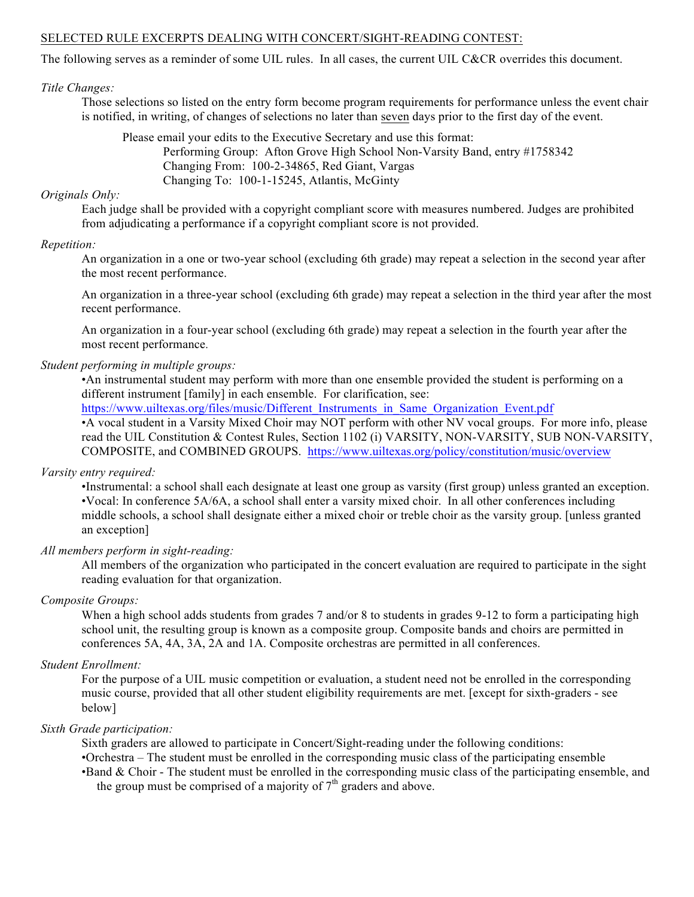SELECTED RULE EXCERPTS DEALING WITH CONCERT/SIGHT-READING CONTEST:

The following serves as a reminder of some UIL rules. In all cases, the current UIL C&CR overrides this document.

*Title Changes:*

Those selections so listed on the entry form become program requirements for performance unless the event chair is notified, in writing, of changes of selections no later than seven days prior to the first day of the event.

Please email your edits to the Executive Secretary and use this format:
Performing Group: Afton Grove High School Non-Varsity Band, entry #1758342
Changing From: 100-2-34865, Red Giant, Vargas
Changing To: 100-1-15245, Atlantis, McGinty

*Originals Only:*

Each judge shall be provided with a copyright compliant score with measures numbered. Judges are prohibited from adjudicating a performance if a copyright compliant score is not provided.

*Repetition:*

An organization in a one or two-year school (excluding 6th grade) may repeat a selection in the second year after the most recent performance.

An organization in a three-year school (excluding 6th grade) may repeat a selection in the third year after the most recent performance.

An organization in a four-year school (excluding 6th grade) may repeat a selection in the fourth year after the most recent performance.

*Student performing in multiple groups:*

•An instrumental student may perform with more than one ensemble provided the student is performing on a different instrument [family] in each ensemble. For clarification, see: https://www.uiltexas.org/files/music/Different_Instruments_in_Same_Organization_Event.pdf
•A vocal student in a Varsity Mixed Choir may NOT perform with other NV vocal groups. For more info, please read the UIL Constitution & Contest Rules, Section 1102 (i) VARSITY, NON-VARSITY, SUB NON-VARSITY, COMPOSITE, and COMBINED GROUPS. https://www.uiltexas.org/policy/constitution/music/overview

*Varsity entry required:*

•Instrumental: a school shall each designate at least one group as varsity (first group) unless granted an exception.
•Vocal: In conference 5A/6A, a school shall enter a varsity mixed choir. In all other conferences including middle schools, a school shall designate either a mixed choir or treble choir as the varsity group. [unless granted an exception]

*All members perform in sight-reading:*

All members of the organization who participated in the concert evaluation are required to participate in the sight reading evaluation for that organization.

*Composite Groups:*

When a high school adds students from grades 7 and/or 8 to students in grades 9-12 to form a participating high school unit, the resulting group is known as a composite group. Composite bands and choirs are permitted in conferences 5A, 4A, 3A, 2A and 1A. Composite orchestras are permitted in all conferences.

*Student Enrollment:*

For the purpose of a UIL music competition or evaluation, a student need not be enrolled in the corresponding music course, provided that all other student eligibility requirements are met. [except for sixth-graders - see below]

*Sixth Grade participation:*

Sixth graders are allowed to participate in Concert/Sight-reading under the following conditions:
•Orchestra – The student must be enrolled in the corresponding music class of the participating ensemble
•Band & Choir - The student must be enrolled in the corresponding music class of the participating ensemble, and the group must be comprised of a majority of 7th graders and above.